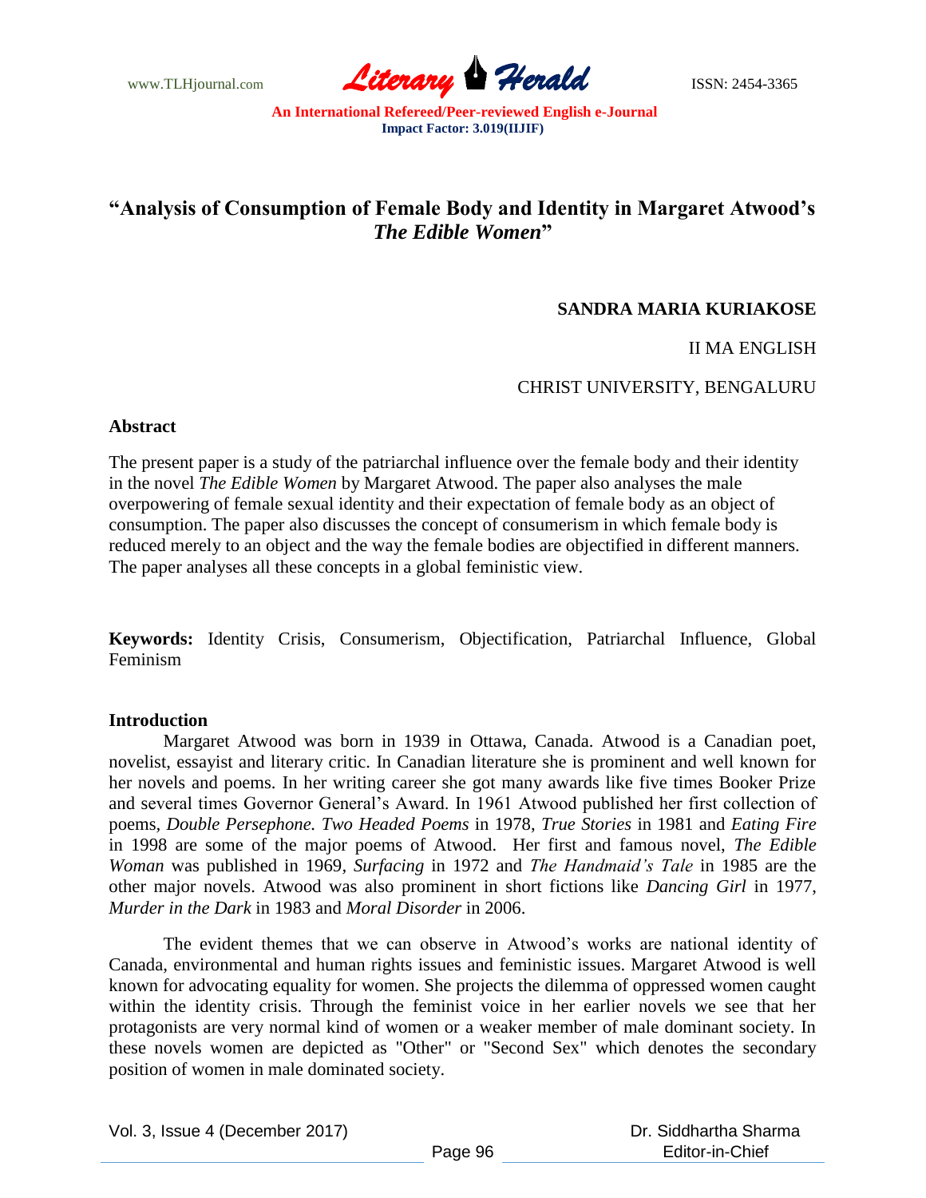# "Analysis of Consumption of Female Body and Identity in Margaret Atwood's *The Edible Women*"

**SANDRA MARIA KURIAKOSE**

II MA ENGLISH

CHRIST UNIVERSITY, BENGALURU

## Abstract

The present paper is a study of the patriarchal influence over the female body and their identity in the novel *The Edible Women* by Margaret Atwood. The paper also analyses the male overpowering of female sexual identity and their expectation of female body as an object of consumption. The paper also discusses the concept of consumerism in which female body is reduced merely to an object and the way the female bodies are objectified in different manners. The paper analyses all these concepts in a global feministic view.

**Keywords:** Identity Crisis, Consumerism, Objectification, Patriarchal Influence, Global Feminism

## Introduction

Margaret Atwood was born in 1939 in Ottawa, Canada. Atwood is a Canadian poet, novelist, essayist and literary critic. In Canadian literature she is prominent and well known for her novels and poems. In her writing career she got many awards like five times Booker Prize and several times Governor General's Award. In 1961 Atwood published her first collection of poems, *Double Persephone. Two Headed Poems* in 1978, *True Stories* in 1981 and *Eating Fire* in 1998 are some of the major poems of Atwood. Her first and famous novel, *The Edible Woman* was published in 1969, *Surfacing* in 1972 and *The Handmaid's Tale* in 1985 are the other major novels. Atwood was also prominent in short fictions like *Dancing Girl* in 1977, *Murder in the Dark* in 1983 and *Moral Disorder* in 2006.

The evident themes that we can observe in Atwood's works are national identity of Canada, environmental and human rights issues and feministic issues. Margaret Atwood is well known for advocating equality for women. She projects the dilemma of oppressed women caught within the identity crisis. Through the feminist voice in her earlier novels we see that her protagonists are very normal kind of women or a weaker member of male dominant society. In these novels women are depicted as "Other" or "Second Sex" which denotes the secondary position of women in male dominated society.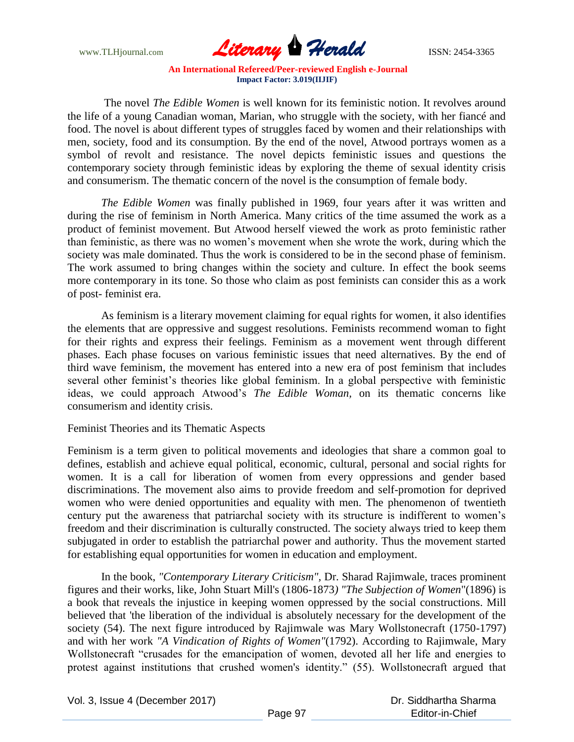The novel *The Edible Women* is well known for its feministic notion. It revolves around the life of a young Canadian woman, Marian, who struggle with the society, with her fiancé and food. The novel is about different types of struggles faced by women and their relationships with men, society, food and its consumption. By the end of the novel, Atwood portrays women as a symbol of revolt and resistance. The novel depicts feministic issues and questions the contemporary society through feministic ideas by exploring the theme of sexual identity crisis and consumerism. The thematic concern of the novel is the consumption of female body.

*The Edible Women* was finally published in 1969, four years after it was written and during the rise of feminism in North America. Many critics of the time assumed the work as a product of feminist movement. But Atwood herself viewed the work as proto feministic rather than feministic, as there was no women's movement when she wrote the work, during which the society was male dominated. Thus the work is considered to be in the second phase of feminism. The work assumed to bring changes within the society and culture. In effect the book seems more contemporary in its tone. So those who claim as post feminists can consider this as a work of post- feminist era.

As feminism is a literary movement claiming for equal rights for women, it also identifies the elements that are oppressive and suggest resolutions. Feminists recommend woman to fight for their rights and express their feelings. Feminism as a movement went through different phases. Each phase focuses on various feministic issues that need alternatives. By the end of third wave feminism, the movement has entered into a new era of post feminism that includes several other feminist's theories like global feminism. In a global perspective with feministic ideas, we could approach Atwood's *The Edible Woman,* on its thematic concerns like consumerism and identity crisis.

## Feminist Theories and its Thematic Aspects

Feminism is a term given to political movements and ideologies that share a common goal to defines, establish and achieve equal political, economic, cultural, personal and social rights for women. It is a call for liberation of women from every oppressions and gender based discriminations. The movement also aims to provide freedom and self-promotion for deprived women who were denied opportunities and equality with men. The phenomenon of twentieth century put the awareness that patriarchal society with its structure is indifferent to women's freedom and their discrimination is culturally constructed. The society always tried to keep them subjugated in order to establish the patriarchal power and authority. Thus the movement started for establishing equal opportunities for women in education and employment.

In the book, *"Contemporary Literary Criticism"*, Dr. Sharad Rajimwale, traces prominent figures and their works, like, John Stuart Mill's (1806-1873*) "The Subjection of Women*"(1896) is a book that reveals the injustice in keeping women oppressed by the social constructions. Mill believed that 'the liberation of the individual is absolutely necessary for the development of the society (54). The next figure introduced by Rajimwale was Mary Wollstonecraft (1750-1797) and with her work *"A Vindication of Rights of Women"*(1792). According to Rajimwale, Mary Wollstonecraft "crusades for the emancipation of women, devoted all her life and energies to protest against institutions that crushed women's identity." (55). Wollstonecraft argued that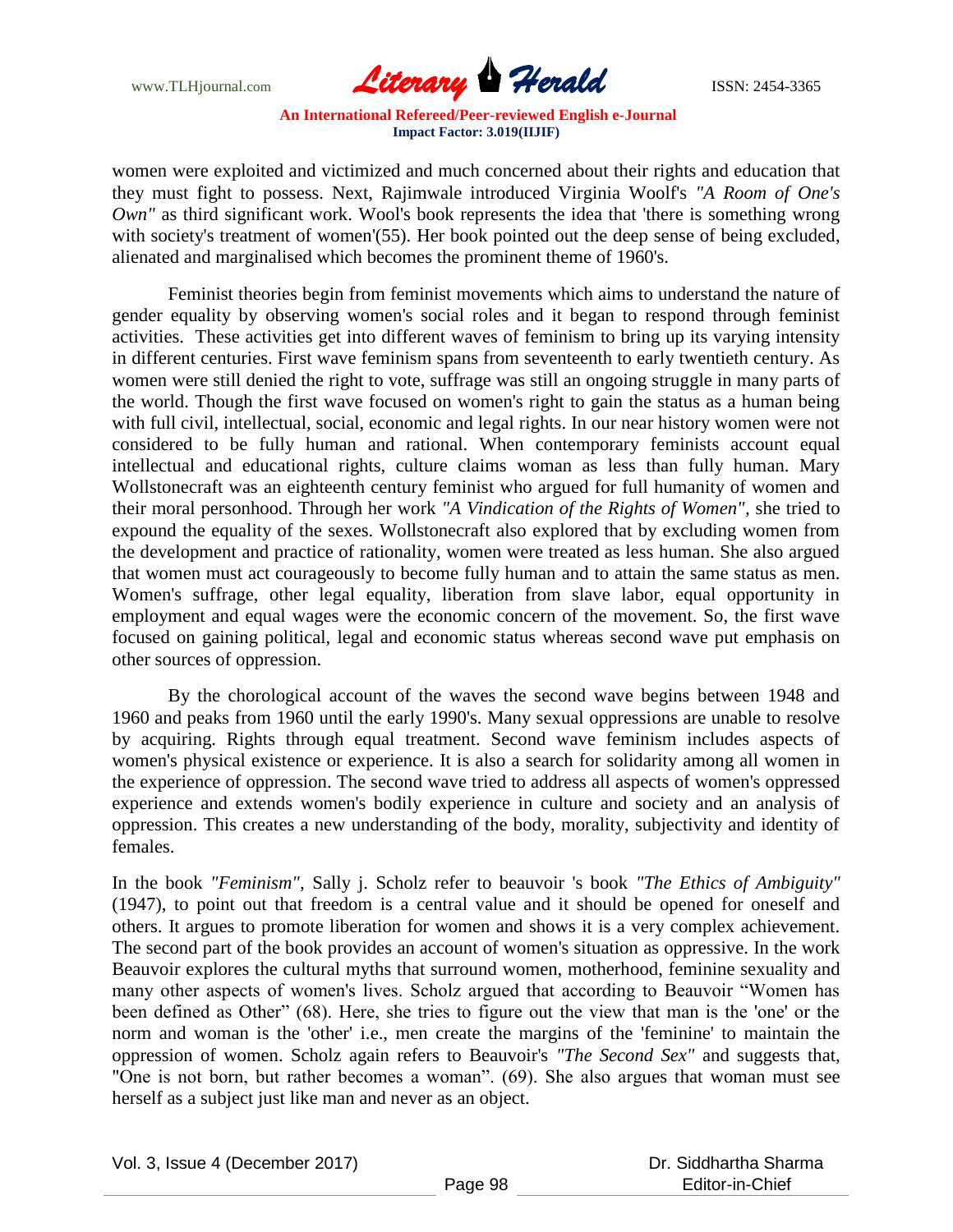women were exploited and victimized and much concerned about their rights and education that they must fight to possess. Next, Rajimwale introduced Virginia Woolf's *"A Room of One's Own"* as third significant work. Wool's book represents the idea that 'there is something wrong with society's treatment of women'(55). Her book pointed out the deep sense of being excluded, alienated and marginalised which becomes the prominent theme of 1960's.

Feminist theories begin from feminist movements which aims to understand the nature of gender equality by observing women's social roles and it began to respond through feminist activities. These activities get into different waves of feminism to bring up its varying intensity in different centuries. First wave feminism spans from seventeenth to early twentieth century. As women were still denied the right to vote, suffrage was still an ongoing struggle in many parts of the world. Though the first wave focused on women's right to gain the status as a human being with full civil, intellectual, social, economic and legal rights. In our near history women were not considered to be fully human and rational. When contemporary feminists account equal intellectual and educational rights, culture claims woman as less than fully human. Mary Wollstonecraft was an eighteenth century feminist who argued for full humanity of women and their moral personhood. Through her work *"A Vindication of the Rights of Women"*, she tried to expound the equality of the sexes. Wollstonecraft also explored that by excluding women from the development and practice of rationality, women were treated as less human. She also argued that women must act courageously to become fully human and to attain the same status as men. Women's suffrage, other legal equality, liberation from slave labor, equal opportunity in employment and equal wages were the economic concern of the movement. So, the first wave focused on gaining political, legal and economic status whereas second wave put emphasis on other sources of oppression.

By the chorological account of the waves the second wave begins between 1948 and 1960 and peaks from 1960 until the early 1990's. Many sexual oppressions are unable to resolve by acquiring. Rights through equal treatment. Second wave feminism includes aspects of women's physical existence or experience. It is also a search for solidarity among all women in the experience of oppression. The second wave tried to address all aspects of women's oppressed experience and extends women's bodily experience in culture and society and an analysis of oppression. This creates a new understanding of the body, morality, subjectivity and identity of females.

In the book *"Feminism"*, Sally j. Scholz refer to beauvoir 's book *"The Ethics of Ambiguity"* (1947), to point out that freedom is a central value and it should be opened for oneself and others. It argues to promote liberation for women and shows it is a very complex achievement. The second part of the book provides an account of women's situation as oppressive. In the work Beauvoir explores the cultural myths that surround women, motherhood, feminine sexuality and many other aspects of women's lives. Scholz argued that according to Beauvoir "Women has been defined as Other" (68). Here, she tries to figure out the view that man is the 'one' or the norm and woman is the 'other' i.e., men create the margins of the 'feminine' to maintain the oppression of women. Scholz again refers to Beauvoir's *"The Second Sex"* and suggests that, "One is not born, but rather becomes a woman". (69). She also argues that woman must see herself as a subject just like man and never as an object.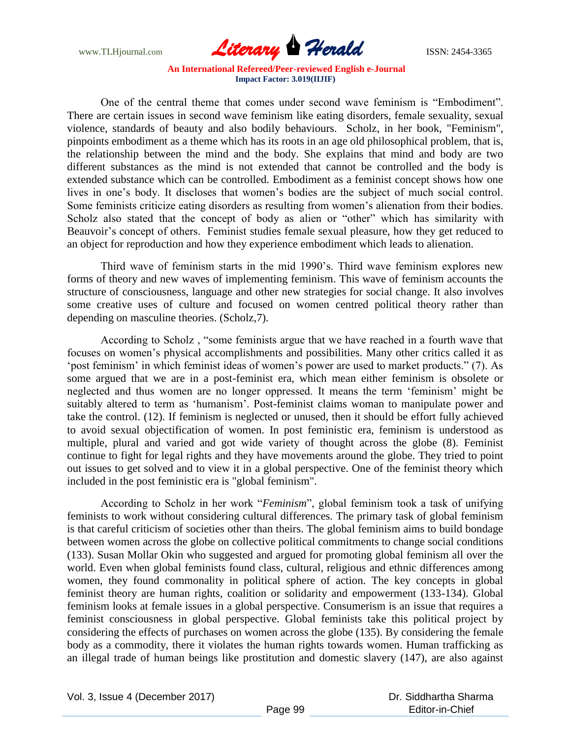One of the central theme that comes under second wave feminism is "Embodiment". There are certain issues in second wave feminism like eating disorders, female sexuality, sexual violence, standards of beauty and also bodily behaviours. Scholz, in her book, "Feminism", pinpoints embodiment as a theme which has its roots in an age old philosophical problem, that is, the relationship between the mind and the body. She explains that mind and body are two different substances as the mind is not extended that cannot be controlled and the body is extended substance which can be controlled. Embodiment as a feminist concept shows how one lives in one's body. It discloses that women's bodies are the subject of much social control. Some feminists criticize eating disorders as resulting from women's alienation from their bodies. Scholz also stated that the concept of body as alien or "other" which has similarity with Beauvoir's concept of others. Feminist studies female sexual pleasure, how they get reduced to an object for reproduction and how they experience embodiment which leads to alienation.

Third wave of feminism starts in the mid 1990's. Third wave feminism explores new forms of theory and new waves of implementing feminism. This wave of feminism accounts the structure of consciousness, language and other new strategies for social change. It also involves some creative uses of culture and focused on women centred political theory rather than depending on masculine theories. (Scholz,7).

According to Scholz , "some feminists argue that we have reached in a fourth wave that focuses on women's physical accomplishments and possibilities. Many other critics called it as 'post feminism' in which feminist ideas of women's power are used to market products." (7). As some argued that we are in a post-feminist era, which mean either feminism is obsolete or neglected and thus women are no longer oppressed. It means the term 'feminism' might be suitably altered to term as 'humanism'. Post-feminist claims woman to manipulate power and take the control. (12). If feminism is neglected or unused, then it should be effort fully achieved to avoid sexual objectification of women. In post feministic era, feminism is understood as multiple, plural and varied and got wide variety of thought across the globe (8). Feminist continue to fight for legal rights and they have movements around the globe. They tried to point out issues to get solved and to view it in a global perspective. One of the feminist theory which included in the post feministic era is "global feminism".

According to Scholz in her work "*Feminism*", global feminism took a task of unifying feminists to work without considering cultural differences. The primary task of global feminism is that careful criticism of societies other than theirs. The global feminism aims to build bondage between women across the globe on collective political commitments to change social conditions (133). Susan Mollar Okin who suggested and argued for promoting global feminism all over the world. Even when global feminists found class, cultural, religious and ethnic differences among women, they found commonality in political sphere of action. The key concepts in global feminist theory are human rights, coalition or solidarity and empowerment (133-134). Global feminism looks at female issues in a global perspective. Consumerism is an issue that requires a feminist consciousness in global perspective. Global feminists take this political project by considering the effects of purchases on women across the globe (135). By considering the female body as a commodity, there it violates the human rights towards women. Human trafficking as an illegal trade of human beings like prostitution and domestic slavery (147), are also against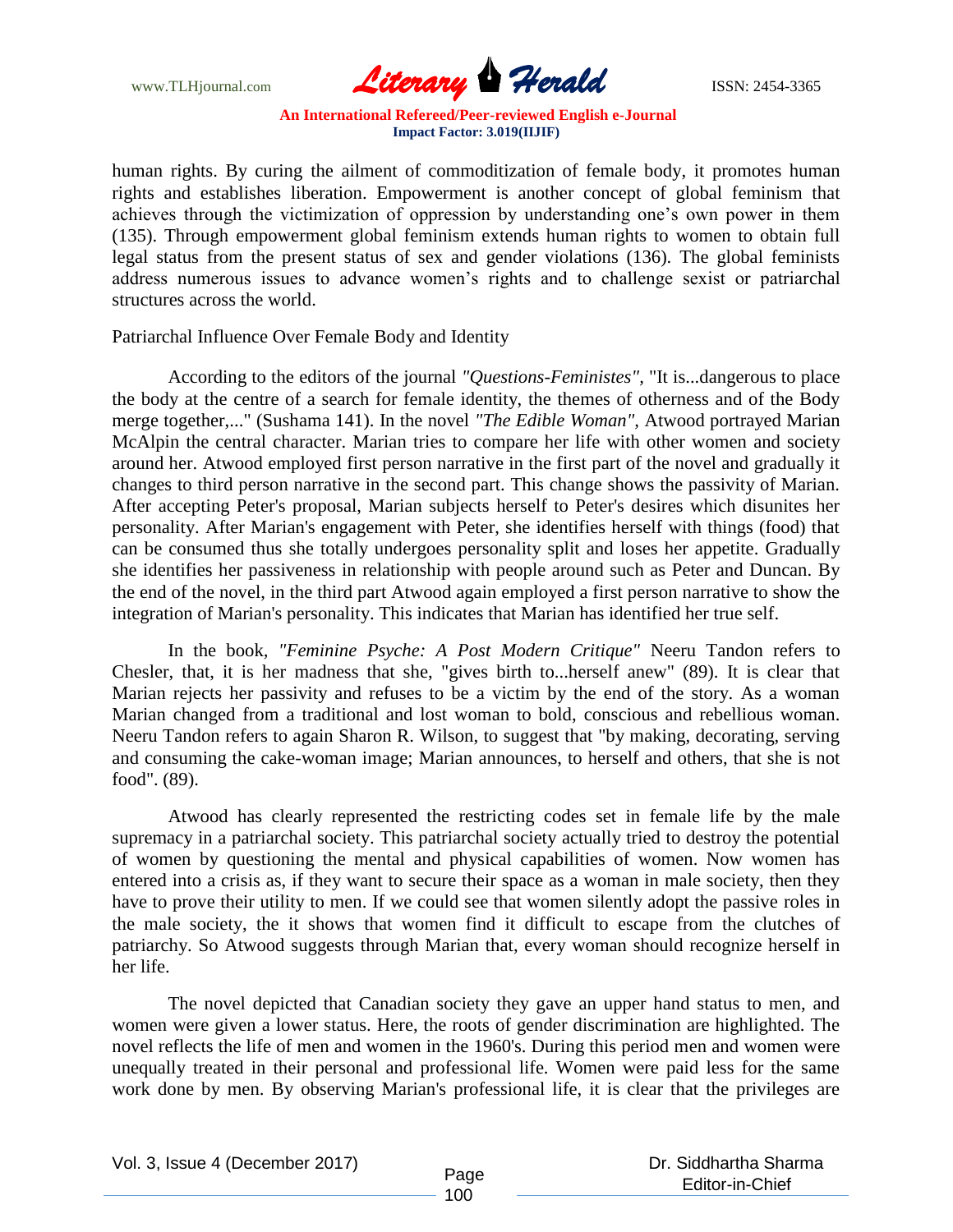human rights. By curing the ailment of commoditization of female body, it promotes human rights and establishes liberation. Empowerment is another concept of global feminism that achieves through the victimization of oppression by understanding one's own power in them (135). Through empowerment global feminism extends human rights to women to obtain full legal status from the present status of sex and gender violations (136). The global feminists address numerous issues to advance women's rights and to challenge sexist or patriarchal structures across the world.

## Patriarchal Influence Over Female Body and Identity

According to the editors of the journal *"Questions-Feministes"*, "It is...dangerous to place the body at the centre of a search for female identity, the themes of otherness and of the Body merge together,..." (Sushama 141). In the novel *"The Edible Woman"*, Atwood portrayed Marian McAlpin the central character. Marian tries to compare her life with other women and society around her. Atwood employed first person narrative in the first part of the novel and gradually it changes to third person narrative in the second part. This change shows the passivity of Marian. After accepting Peter's proposal, Marian subjects herself to Peter's desires which disunites her personality. After Marian's engagement with Peter, she identifies herself with things (food) that can be consumed thus she totally undergoes personality split and loses her appetite. Gradually she identifies her passiveness in relationship with people around such as Peter and Duncan. By the end of the novel, in the third part Atwood again employed a first person narrative to show the integration of Marian's personality. This indicates that Marian has identified her true self.

In the book, *"Feminine Psyche: A Post Modern Critique"* Neeru Tandon refers to Chesler, that, it is her madness that she, "gives birth to...herself anew" (89). It is clear that Marian rejects her passivity and refuses to be a victim by the end of the story. As a woman Marian changed from a traditional and lost woman to bold, conscious and rebellious woman. Neeru Tandon refers to again Sharon R. Wilson, to suggest that "by making, decorating, serving and consuming the cake-woman image; Marian announces, to herself and others, that she is not food". (89).

Atwood has clearly represented the restricting codes set in female life by the male supremacy in a patriarchal society. This patriarchal society actually tried to destroy the potential of women by questioning the mental and physical capabilities of women. Now women has entered into a crisis as, if they want to secure their space as a woman in male society, then they have to prove their utility to men. If we could see that women silently adopt the passive roles in the male society, the it shows that women find it difficult to escape from the clutches of patriarchy. So Atwood suggests through Marian that, every woman should recognize herself in her life.

The novel depicted that Canadian society they gave an upper hand status to men, and women were given a lower status. Here, the roots of gender discrimination are highlighted. The novel reflects the life of men and women in the 1960's. During this period men and women were unequally treated in their personal and professional life. Women were paid less for the same work done by men. By observing Marian's professional life, it is clear that the privileges are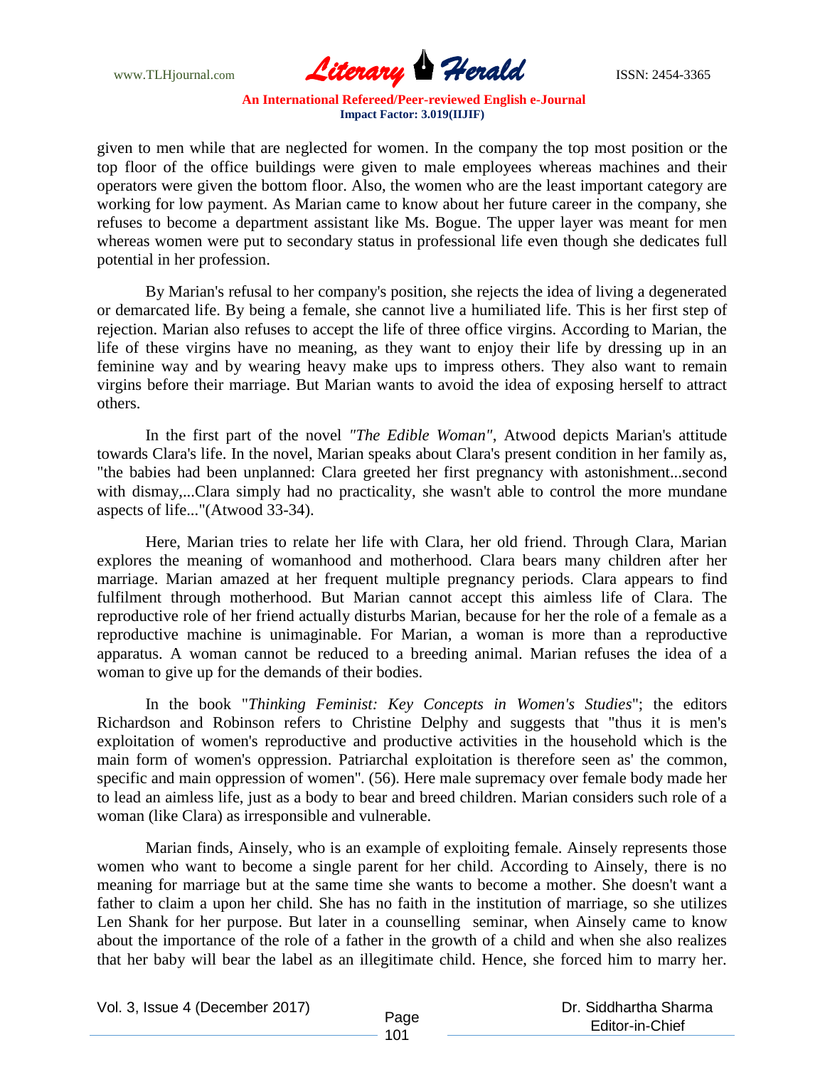given to men while that are neglected for women. In the company the top most position or the top floor of the office buildings were given to male employees whereas machines and their operators were given the bottom floor. Also, the women who are the least important category are working for low payment. As Marian came to know about her future career in the company, she refuses to become a department assistant like Ms. Bogue. The upper layer was meant for men whereas women were put to secondary status in professional life even though she dedicates full potential in her profession.

By Marian's refusal to her company's position, she rejects the idea of living a degenerated or demarcated life. By being a female, she cannot live a humiliated life. This is her first step of rejection. Marian also refuses to accept the life of three office virgins. According to Marian, the life of these virgins have no meaning, as they want to enjoy their life by dressing up in an feminine way and by wearing heavy make ups to impress others. They also want to remain virgins before their marriage. But Marian wants to avoid the idea of exposing herself to attract others.

In the first part of the novel *"The Edible Woman"*, Atwood depicts Marian's attitude towards Clara's life. In the novel, Marian speaks about Clara's present condition in her family as, "the babies had been unplanned: Clara greeted her first pregnancy with astonishment...second with dismay,...Clara simply had no practicality, she wasn't able to control the more mundane aspects of life..."(Atwood 33-34).

Here, Marian tries to relate her life with Clara, her old friend. Through Clara, Marian explores the meaning of womanhood and motherhood. Clara bears many children after her marriage. Marian amazed at her frequent multiple pregnancy periods. Clara appears to find fulfilment through motherhood. But Marian cannot accept this aimless life of Clara. The reproductive role of her friend actually disturbs Marian, because for her the role of a female as a reproductive machine is unimaginable. For Marian, a woman is more than a reproductive apparatus. A woman cannot be reduced to a breeding animal. Marian refuses the idea of a woman to give up for the demands of their bodies.

In the book "*Thinking Feminist: Key Concepts in Women's Studies*"; the editors Richardson and Robinson refers to Christine Delphy and suggests that "thus it is men's exploitation of women's reproductive and productive activities in the household which is the main form of women's oppression. Patriarchal exploitation is therefore seen as' the common, specific and main oppression of women". (56). Here male supremacy over female body made her to lead an aimless life, just as a body to bear and breed children. Marian considers such role of a woman (like Clara) as irresponsible and vulnerable.

Marian finds, Ainsely, who is an example of exploiting female. Ainsely represents those women who want to become a single parent for her child. According to Ainsely, there is no meaning for marriage but at the same time she wants to become a mother. She doesn't want a father to claim a upon her child. She has no faith in the institution of marriage, so she utilizes Len Shank for her purpose. But later in a counselling seminar, when Ainsely came to know about the importance of the role of a father in the growth of a child and when she also realizes that her baby will bear the label as an illegitimate child. Hence, she forced him to marry her.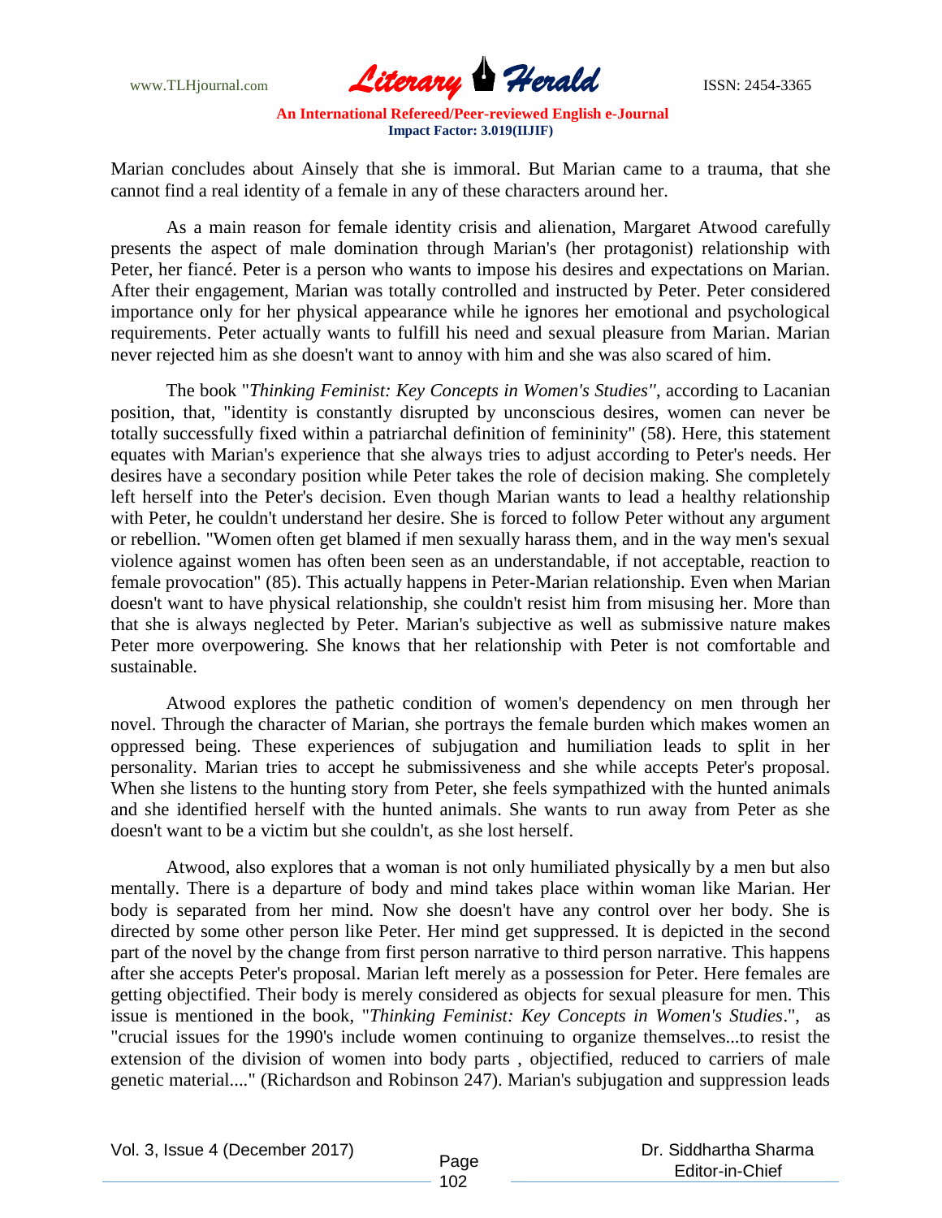Marian concludes about Ainsely that she is immoral. But Marian came to a trauma, that she cannot find a real identity of a female in any of these characters around her.

As a main reason for female identity crisis and alienation, Margaret Atwood carefully presents the aspect of male domination through Marian's (her protagonist) relationship with Peter, her fiancé. Peter is a person who wants to impose his desires and expectations on Marian. After their engagement, Marian was totally controlled and instructed by Peter. Peter considered importance only for her physical appearance while he ignores her emotional and psychological requirements. Peter actually wants to fulfill his need and sexual pleasure from Marian. Marian never rejected him as she doesn't want to annoy with him and she was also scared of him.

The book "*Thinking Feminist: Key Concepts in Women's Studies"*, according to Lacanian position, that, "identity is constantly disrupted by unconscious desires, women can never be totally successfully fixed within a patriarchal definition of femininity" (58). Here, this statement equates with Marian's experience that she always tries to adjust according to Peter's needs. Her desires have a secondary position while Peter takes the role of decision making. She completely left herself into the Peter's decision. Even though Marian wants to lead a healthy relationship with Peter, he couldn't understand her desire. She is forced to follow Peter without any argument or rebellion. "Women often get blamed if men sexually harass them, and in the way men's sexual violence against women has often been seen as an understandable, if not acceptable, reaction to female provocation" (85). This actually happens in Peter-Marian relationship. Even when Marian doesn't want to have physical relationship, she couldn't resist him from misusing her. More than that she is always neglected by Peter. Marian's subjective as well as submissive nature makes Peter more overpowering. She knows that her relationship with Peter is not comfortable and sustainable.

Atwood explores the pathetic condition of women's dependency on men through her novel. Through the character of Marian, she portrays the female burden which makes women an oppressed being. These experiences of subjugation and humiliation leads to split in her personality. Marian tries to accept he submissiveness and she while accepts Peter's proposal. When she listens to the hunting story from Peter, she feels sympathized with the hunted animals and she identified herself with the hunted animals. She wants to run away from Peter as she doesn't want to be a victim but she couldn't, as she lost herself.

Atwood, also explores that a woman is not only humiliated physically by a men but also mentally. There is a departure of body and mind takes place within woman like Marian. Her body is separated from her mind. Now she doesn't have any control over her body. She is directed by some other person like Peter. Her mind get suppressed. It is depicted in the second part of the novel by the change from first person narrative to third person narrative. This happens after she accepts Peter's proposal. Marian left merely as a possession for Peter. Here females are getting objectified. Their body is merely considered as objects for sexual pleasure for men. This issue is mentioned in the book, "*Thinking Feminist: Key Concepts in Women's Studies*.", as "crucial issues for the 1990's include women continuing to organize themselves...to resist the extension of the division of women into body parts , objectified, reduced to carriers of male genetic material...." (Richardson and Robinson 247). Marian's subjugation and suppression leads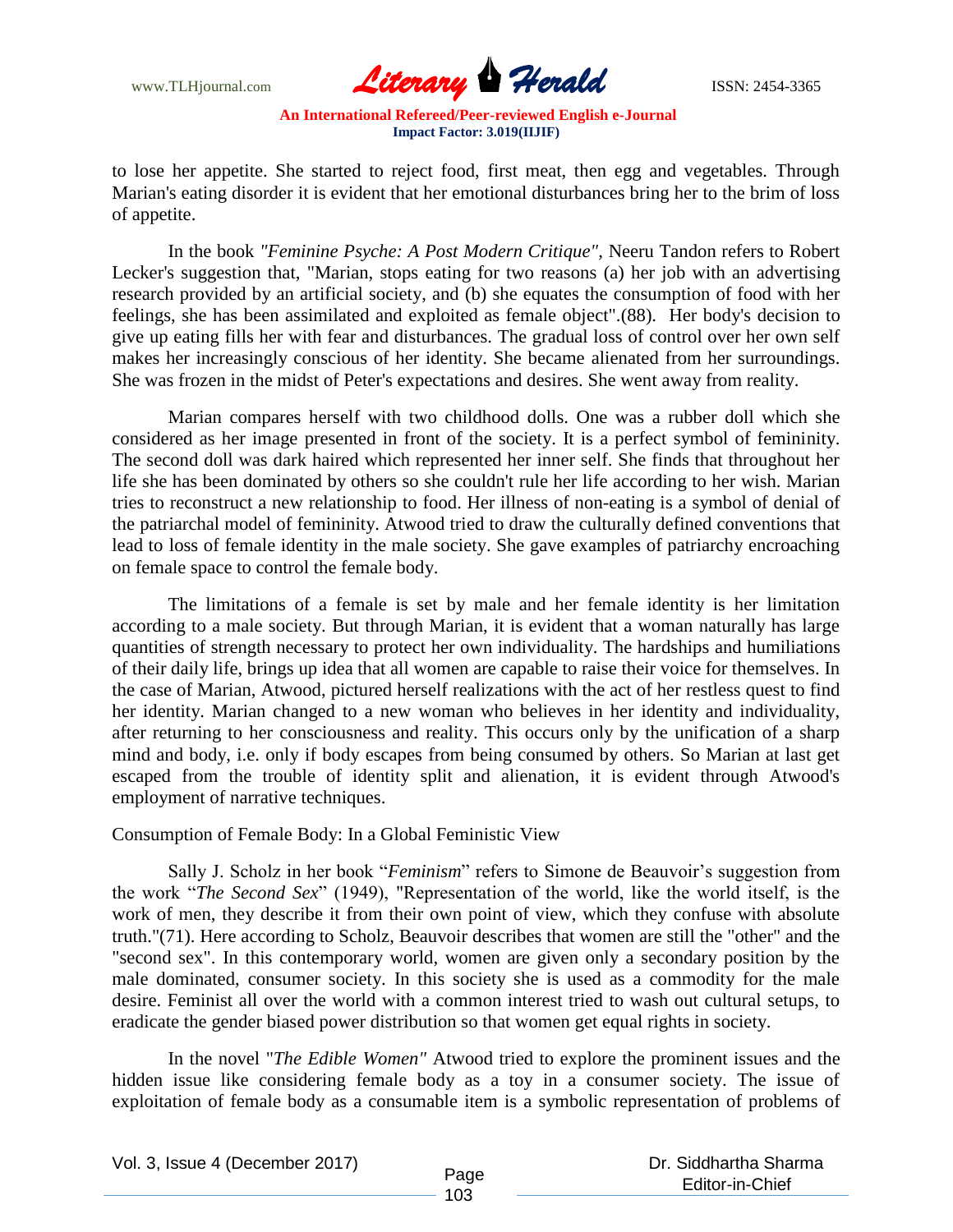to lose her appetite. She started to reject food, first meat, then egg and vegetables. Through Marian's eating disorder it is evident that her emotional disturbances bring her to the brim of loss of appetite.

In the book *"Feminine Psyche: A Post Modern Critique"*, Neeru Tandon refers to Robert Lecker's suggestion that, "Marian, stops eating for two reasons (a) her job with an advertising research provided by an artificial society, and (b) she equates the consumption of food with her feelings, she has been assimilated and exploited as female object".(88). Her body's decision to give up eating fills her with fear and disturbances. The gradual loss of control over her own self makes her increasingly conscious of her identity. She became alienated from her surroundings. She was frozen in the midst of Peter's expectations and desires. She went away from reality.

Marian compares herself with two childhood dolls. One was a rubber doll which she considered as her image presented in front of the society. It is a perfect symbol of femininity. The second doll was dark haired which represented her inner self. She finds that throughout her life she has been dominated by others so she couldn't rule her life according to her wish. Marian tries to reconstruct a new relationship to food. Her illness of non-eating is a symbol of denial of the patriarchal model of femininity. Atwood tried to draw the culturally defined conventions that lead to loss of female identity in the male society. She gave examples of patriarchy encroaching on female space to control the female body.

The limitations of a female is set by male and her female identity is her limitation according to a male society. But through Marian, it is evident that a woman naturally has large quantities of strength necessary to protect her own individuality. The hardships and humiliations of their daily life, brings up idea that all women are capable to raise their voice for themselves. In the case of Marian, Atwood, pictured herself realizations with the act of her restless quest to find her identity. Marian changed to a new woman who believes in her identity and individuality, after returning to her consciousness and reality. This occurs only by the unification of a sharp mind and body, i.e. only if body escapes from being consumed by others. So Marian at last get escaped from the trouble of identity split and alienation, it is evident through Atwood's employment of narrative techniques.

## Consumption of Female Body: In a Global Feministic View

Sally J. Scholz in her book "*Feminism*" refers to Simone de Beauvoir's suggestion from the work "*The Second Sex*" (1949), "Representation of the world, like the world itself, is the work of men, they describe it from their own point of view, which they confuse with absolute truth."(71). Here according to Scholz, Beauvoir describes that women are still the "other" and the "second sex". In this contemporary world, women are given only a secondary position by the male dominated, consumer society. In this society she is used as a commodity for the male desire. Feminist all over the world with a common interest tried to wash out cultural setups, to eradicate the gender biased power distribution so that women get equal rights in society.

In the novel "*The Edible Women"* Atwood tried to explore the prominent issues and the hidden issue like considering female body as a toy in a consumer society. The issue of exploitation of female body as a consumable item is a symbolic representation of problems of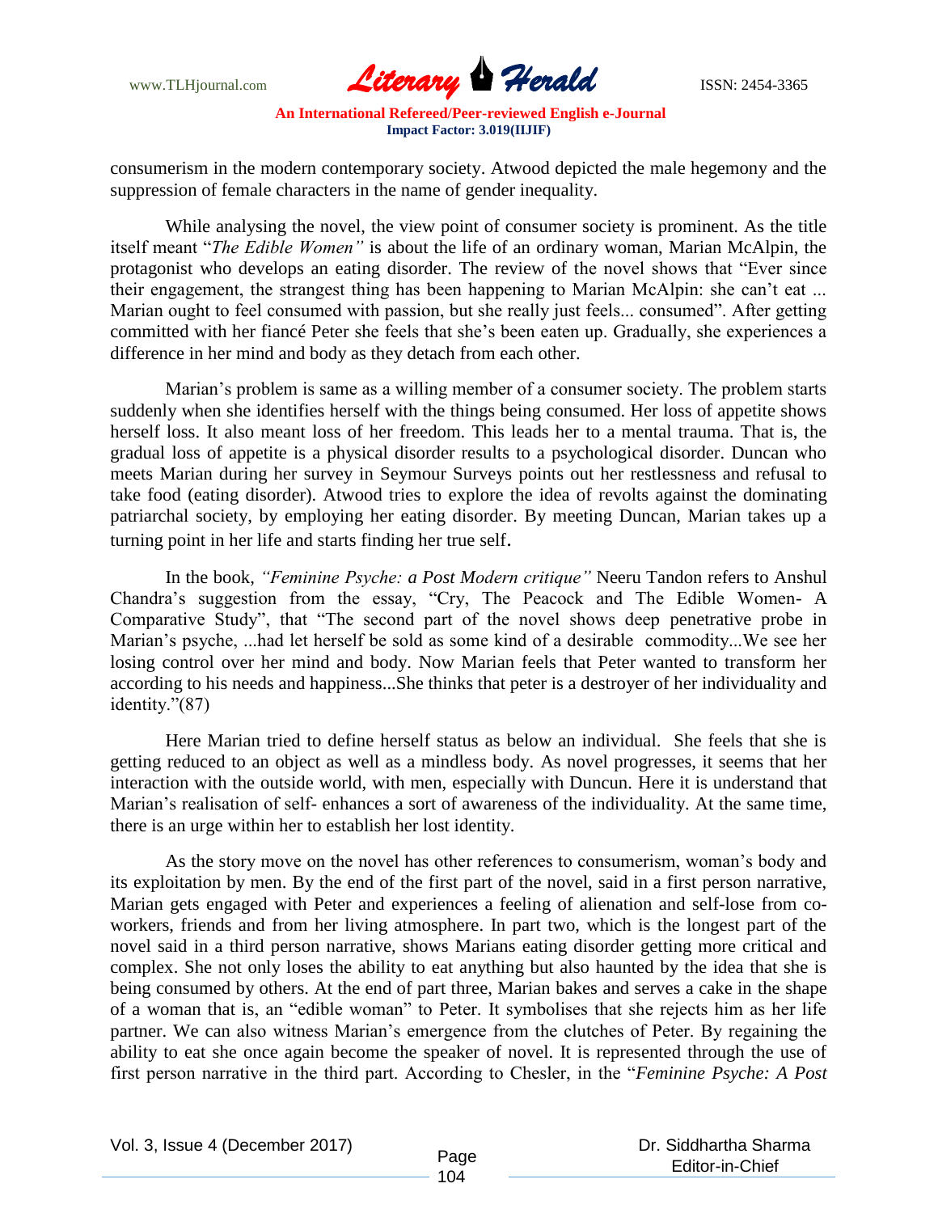consumerism in the modern contemporary society. Atwood depicted the male hegemony and the suppression of female characters in the name of gender inequality.

While analysing the novel, the view point of consumer society is prominent. As the title itself meant "*The Edible Women"* is about the life of an ordinary woman, Marian McAlpin, the protagonist who develops an eating disorder. The review of the novel shows that "Ever since their engagement, the strangest thing has been happening to Marian McAlpin: she can't eat ... Marian ought to feel consumed with passion, but she really just feels... consumed". After getting committed with her fiancé Peter she feels that she's been eaten up. Gradually, she experiences a difference in her mind and body as they detach from each other.

Marian's problem is same as a willing member of a consumer society. The problem starts suddenly when she identifies herself with the things being consumed. Her loss of appetite shows herself loss. It also meant loss of her freedom. This leads her to a mental trauma. That is, the gradual loss of appetite is a physical disorder results to a psychological disorder. Duncan who meets Marian during her survey in Seymour Surveys points out her restlessness and refusal to take food (eating disorder). Atwood tries to explore the idea of revolts against the dominating patriarchal society, by employing her eating disorder. By meeting Duncan, Marian takes up a turning point in her life and starts finding her true self.

In the book, *"Feminine Psyche: a Post Modern critique"* Neeru Tandon refers to Anshul Chandra's suggestion from the essay, "Cry, The Peacock and The Edible Women- A Comparative Study", that "The second part of the novel shows deep penetrative probe in Marian's psyche, ...had let herself be sold as some kind of a desirable commodity...We see her losing control over her mind and body. Now Marian feels that Peter wanted to transform her according to his needs and happiness...She thinks that peter is a destroyer of her individuality and identity."(87)

Here Marian tried to define herself status as below an individual. She feels that she is getting reduced to an object as well as a mindless body. As novel progresses, it seems that her interaction with the outside world, with men, especially with Duncun. Here it is understand that Marian's realisation of self- enhances a sort of awareness of the individuality. At the same time, there is an urge within her to establish her lost identity.

As the story move on the novel has other references to consumerism, woman's body and its exploitation by men. By the end of the first part of the novel, said in a first person narrative, Marian gets engaged with Peter and experiences a feeling of alienation and self-lose from co-workers, friends and from her living atmosphere. In part two, which is the longest part of the novel said in a third person narrative, shows Marians eating disorder getting more critical and complex. She not only loses the ability to eat anything but also haunted by the idea that she is being consumed by others. At the end of part three, Marian bakes and serves a cake in the shape of a woman that is, an "edible woman" to Peter. It symbolises that she rejects him as her life partner. We can also witness Marian's emergence from the clutches of Peter. By regaining the ability to eat she once again become the speaker of novel. It is represented through the use of first person narrative in the third part. According to Chesler, in the "*Feminine Psyche: A Post*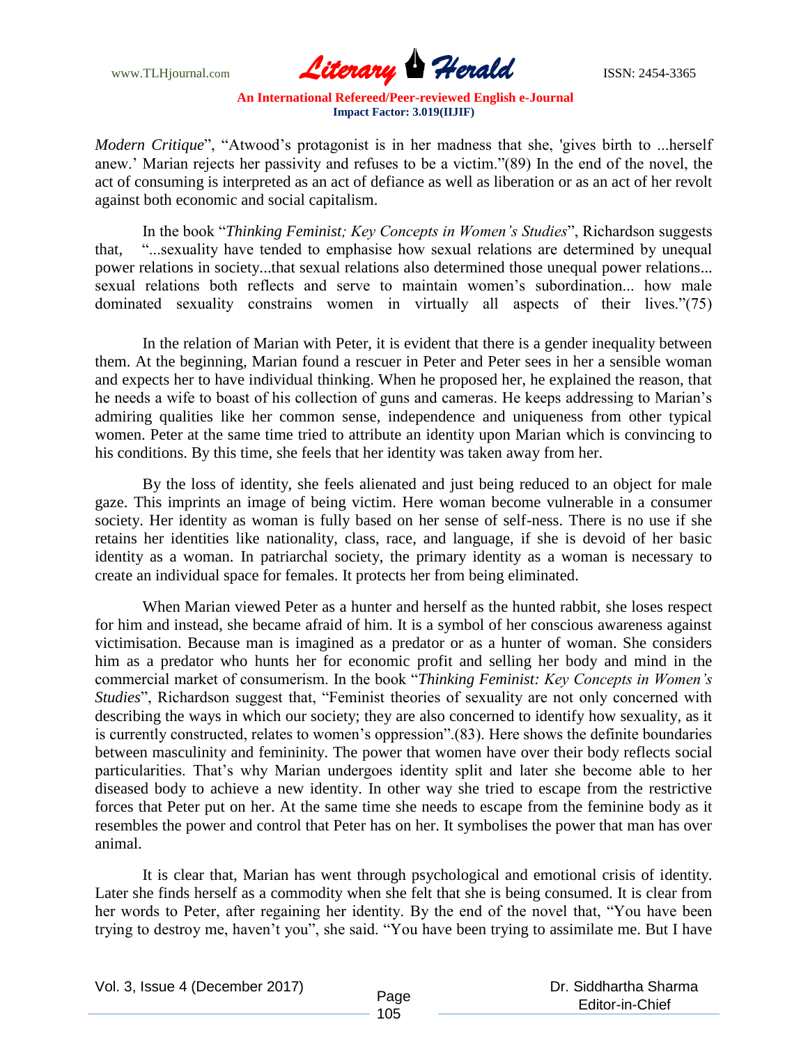*Modern Critique*", "Atwood's protagonist is in her madness that she, 'gives birth to ...herself anew.' Marian rejects her passivity and refuses to be a victim."(89) In the end of the novel, the act of consuming is interpreted as an act of defiance as well as liberation or as an act of her revolt against both economic and social capitalism.

In the book "*Thinking Feminist; Key Concepts in Women's Studies*", Richardson suggests that, "...sexuality have tended to emphasise how sexual relations are determined by unequal power relations in society...that sexual relations also determined those unequal power relations... sexual relations both reflects and serve to maintain women's subordination... how male dominated sexuality constrains women in virtually all aspects of their lives."(75)

In the relation of Marian with Peter, it is evident that there is a gender inequality between them. At the beginning, Marian found a rescuer in Peter and Peter sees in her a sensible woman and expects her to have individual thinking. When he proposed her, he explained the reason, that he needs a wife to boast of his collection of guns and cameras. He keeps addressing to Marian's admiring qualities like her common sense, independence and uniqueness from other typical women. Peter at the same time tried to attribute an identity upon Marian which is convincing to his conditions. By this time, she feels that her identity was taken away from her.

By the loss of identity, she feels alienated and just being reduced to an object for male gaze. This imprints an image of being victim. Here woman become vulnerable in a consumer society. Her identity as woman is fully based on her sense of self-ness. There is no use if she retains her identities like nationality, class, race, and language, if she is devoid of her basic identity as a woman. In patriarchal society, the primary identity as a woman is necessary to create an individual space for females. It protects her from being eliminated.

When Marian viewed Peter as a hunter and herself as the hunted rabbit, she loses respect for him and instead, she became afraid of him. It is a symbol of her conscious awareness against victimisation. Because man is imagined as a predator or as a hunter of woman. She considers him as a predator who hunts her for economic profit and selling her body and mind in the commercial market of consumerism. In the book "*Thinking Feminist: Key Concepts in Women's Studies*", Richardson suggest that, "Feminist theories of sexuality are not only concerned with describing the ways in which our society; they are also concerned to identify how sexuality, as it is currently constructed, relates to women's oppression".(83). Here shows the definite boundaries between masculinity and femininity. The power that women have over their body reflects social particularities. That's why Marian undergoes identity split and later she become able to her diseased body to achieve a new identity. In other way she tried to escape from the restrictive forces that Peter put on her. At the same time she needs to escape from the feminine body as it resembles the power and control that Peter has on her. It symbolises the power that man has over animal.

It is clear that, Marian has went through psychological and emotional crisis of identity. Later she finds herself as a commodity when she felt that she is being consumed. It is clear from her words to Peter, after regaining her identity. By the end of the novel that, "You have been trying to destroy me, haven't you", she said. "You have been trying to assimilate me. But I have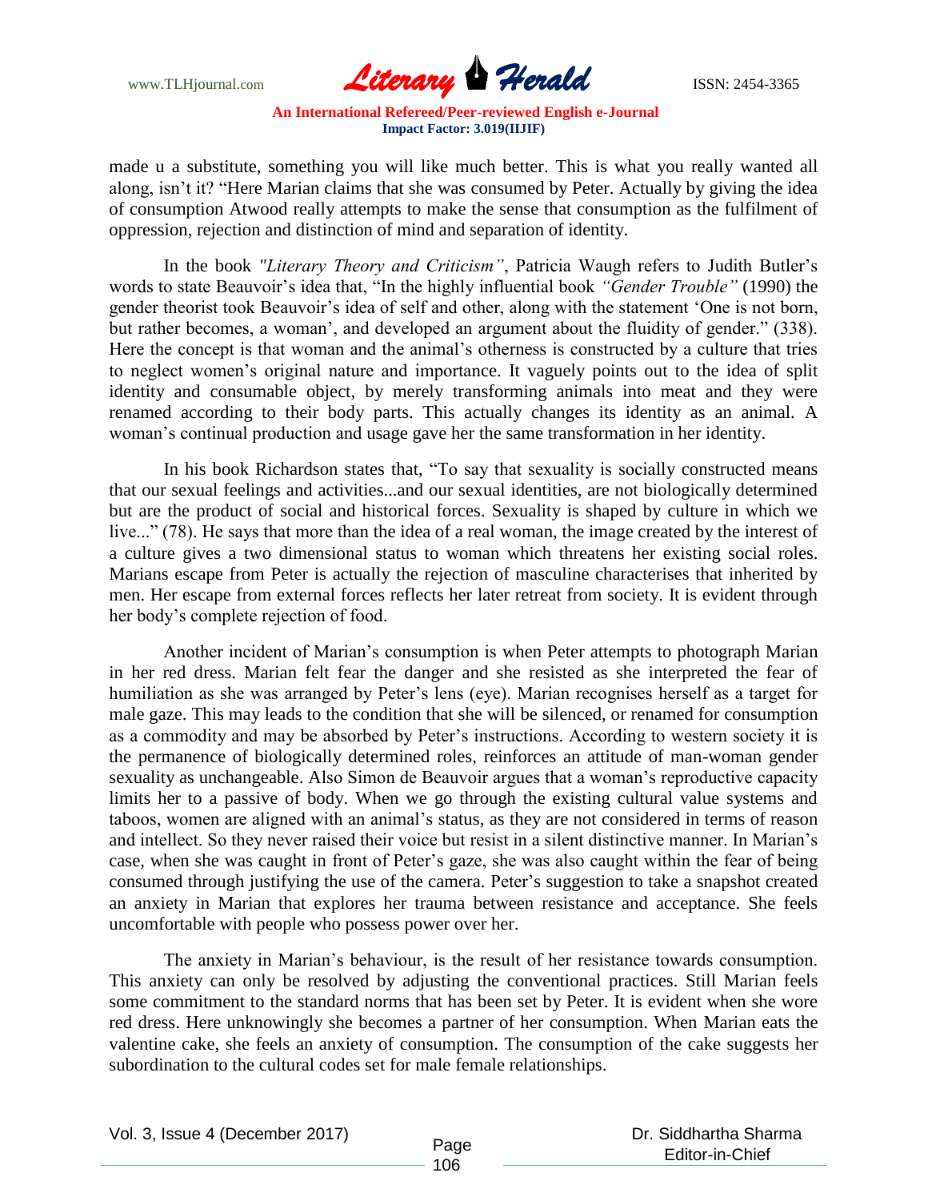made u a substitute, something you will like much better. This is what you really wanted all along, isn't it? "Here Marian claims that she was consumed by Peter. Actually by giving the idea of consumption Atwood really attempts to make the sense that consumption as the fulfilment of oppression, rejection and distinction of mind and separation of identity.

In the book *"Literary Theory and Criticism"*, Patricia Waugh refers to Judith Butler's words to state Beauvoir's idea that, "In the highly influential book *"Gender Trouble"* (1990) the gender theorist took Beauvoir's idea of self and other, along with the statement 'One is not born, but rather becomes, a woman', and developed an argument about the fluidity of gender." (338). Here the concept is that woman and the animal's otherness is constructed by a culture that tries to neglect women's original nature and importance. It vaguely points out to the idea of split identity and consumable object, by merely transforming animals into meat and they were renamed according to their body parts. This actually changes its identity as an animal. A woman's continual production and usage gave her the same transformation in her identity.

In his book Richardson states that, "To say that sexuality is socially constructed means that our sexual feelings and activities...and our sexual identities, are not biologically determined but are the product of social and historical forces. Sexuality is shaped by culture in which we live..." (78). He says that more than the idea of a real woman, the image created by the interest of a culture gives a two dimensional status to woman which threatens her existing social roles. Marians escape from Peter is actually the rejection of masculine characterises that inherited by men. Her escape from external forces reflects her later retreat from society. It is evident through her body's complete rejection of food.

Another incident of Marian's consumption is when Peter attempts to photograph Marian in her red dress. Marian felt fear the danger and she resisted as she interpreted the fear of humiliation as she was arranged by Peter's lens (eye). Marian recognises herself as a target for male gaze. This may leads to the condition that she will be silenced, or renamed for consumption as a commodity and may be absorbed by Peter's instructions. According to western society it is the permanence of biologically determined roles, reinforces an attitude of man-woman gender sexuality as unchangeable. Also Simon de Beauvoir argues that a woman's reproductive capacity limits her to a passive of body. When we go through the existing cultural value systems and taboos, women are aligned with an animal's status, as they are not considered in terms of reason and intellect. So they never raised their voice but resist in a silent distinctive manner. In Marian's case, when she was caught in front of Peter's gaze, she was also caught within the fear of being consumed through justifying the use of the camera. Peter's suggestion to take a snapshot created an anxiety in Marian that explores her trauma between resistance and acceptance. She feels uncomfortable with people who possess power over her.

The anxiety in Marian's behaviour, is the result of her resistance towards consumption. This anxiety can only be resolved by adjusting the conventional practices. Still Marian feels some commitment to the standard norms that has been set by Peter. It is evident when she wore red dress. Here unknowingly she becomes a partner of her consumption. When Marian eats the valentine cake, she feels an anxiety of consumption. The consumption of the cake suggests her subordination to the cultural codes set for male female relationships.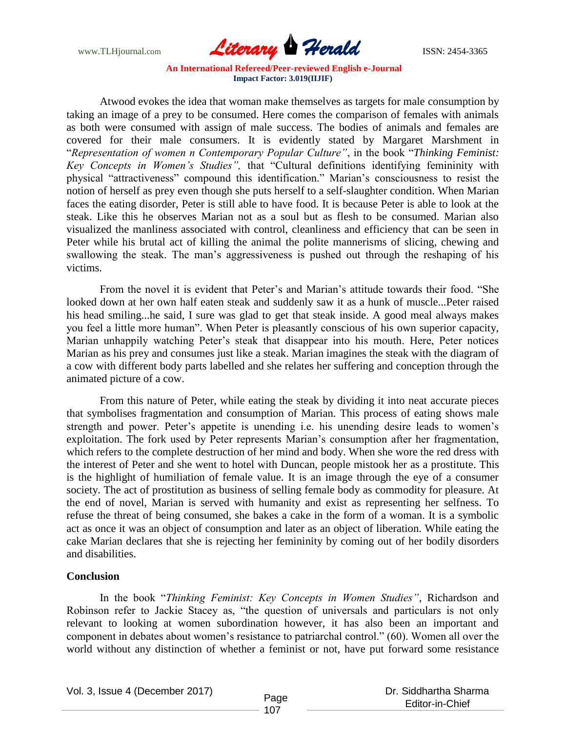Atwood evokes the idea that woman make themselves as targets for male consumption by taking an image of a prey to be consumed. Here comes the comparison of females with animals as both were consumed with assign of male success. The bodies of animals and females are covered for their male consumers. It is evidently stated by Margaret Marshment in "*Representation of women n Contemporary Popular Culture"*, in the book "*Thinking Feminist: Key Concepts in Women's Studies",* that "Cultural definitions identifying femininity with physical "attractiveness" compound this identification." Marian's consciousness to resist the notion of herself as prey even though she puts herself to a self-slaughter condition. When Marian faces the eating disorder, Peter is still able to have food. It is because Peter is able to look at the steak. Like this he observes Marian not as a soul but as flesh to be consumed. Marian also visualized the manliness associated with control, cleanliness and efficiency that can be seen in Peter while his brutal act of killing the animal the polite mannerisms of slicing, chewing and swallowing the steak. The man's aggressiveness is pushed out through the reshaping of his victims.

From the novel it is evident that Peter's and Marian's attitude towards their food. "She looked down at her own half eaten steak and suddenly saw it as a hunk of muscle...Peter raised his head smiling...he said, I sure was glad to get that steak inside. A good meal always makes you feel a little more human". When Peter is pleasantly conscious of his own superior capacity, Marian unhappily watching Peter's steak that disappear into his mouth. Here, Peter notices Marian as his prey and consumes just like a steak. Marian imagines the steak with the diagram of a cow with different body parts labelled and she relates her suffering and conception through the animated picture of a cow.

From this nature of Peter, while eating the steak by dividing it into neat accurate pieces that symbolises fragmentation and consumption of Marian. This process of eating shows male strength and power. Peter's appetite is unending i.e. his unending desire leads to women's exploitation. The fork used by Peter represents Marian's consumption after her fragmentation, which refers to the complete destruction of her mind and body. When she wore the red dress with the interest of Peter and she went to hotel with Duncan, people mistook her as a prostitute. This is the highlight of humiliation of female value. It is an image through the eye of a consumer society. The act of prostitution as business of selling female body as commodity for pleasure. At the end of novel, Marian is served with humanity and exist as representing her selfness. To refuse the threat of being consumed, she bakes a cake in the form of a woman. It is a symbolic act as once it was an object of consumption and later as an object of liberation. While eating the cake Marian declares that she is rejecting her femininity by coming out of her bodily disorders and disabilities.

## Conclusion

In the book "*Thinking Feminist: Key Concepts in Women Studies"*, Richardson and Robinson refer to Jackie Stacey as, "the question of universals and particulars is not only relevant to looking at women subordination however, it has also been an important and component in debates about women's resistance to patriarchal control." (60). Women all over the world without any distinction of whether a feminist or not, have put forward some resistance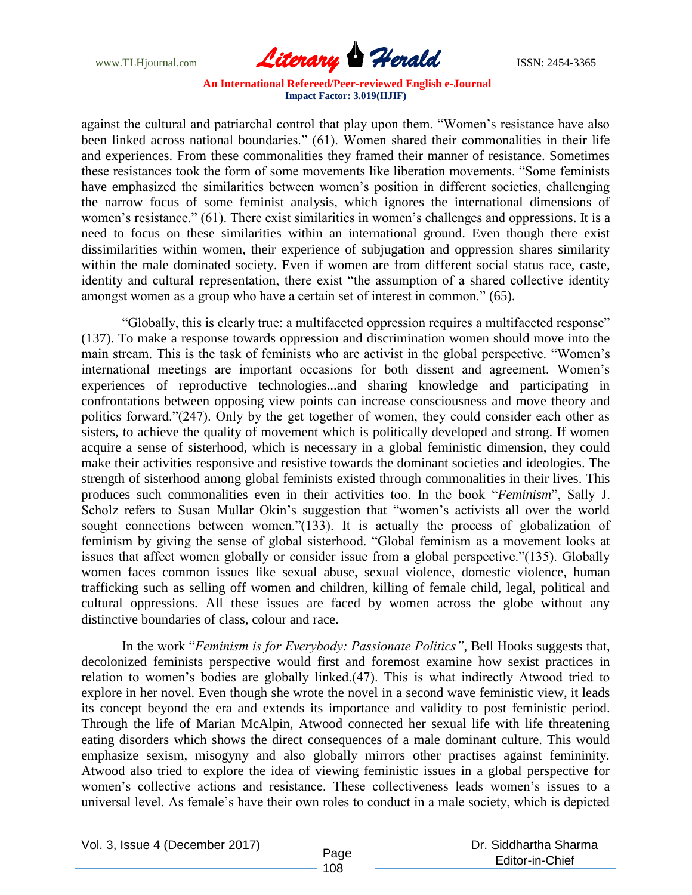against the cultural and patriarchal control that play upon them. "Women's resistance have also been linked across national boundaries." (61). Women shared their commonalities in their life and experiences. From these commonalities they framed their manner of resistance. Sometimes these resistances took the form of some movements like liberation movements. "Some feminists have emphasized the similarities between women's position in different societies, challenging the narrow focus of some feminist analysis, which ignores the international dimensions of women's resistance." (61). There exist similarities in women's challenges and oppressions. It is a need to focus on these similarities within an international ground. Even though there exist dissimilarities within women, their experience of subjugation and oppression shares similarity within the male dominated society. Even if women are from different social status race, caste, identity and cultural representation, there exist "the assumption of a shared collective identity amongst women as a group who have a certain set of interest in common." (65).

"Globally, this is clearly true: a multifaceted oppression requires a multifaceted response" (137). To make a response towards oppression and discrimination women should move into the main stream. This is the task of feminists who are activist in the global perspective. "Women's international meetings are important occasions for both dissent and agreement. Women's experiences of reproductive technologies...and sharing knowledge and participating in confrontations between opposing view points can increase consciousness and move theory and politics forward."(247). Only by the get together of women, they could consider each other as sisters, to achieve the quality of movement which is politically developed and strong. If women acquire a sense of sisterhood, which is necessary in a global feministic dimension, they could make their activities responsive and resistive towards the dominant societies and ideologies. The strength of sisterhood among global feminists existed through commonalities in their lives. This produces such commonalities even in their activities too. In the book "*Feminism*", Sally J. Scholz refers to Susan Mullar Okin's suggestion that "women's activists all over the world sought connections between women."(133). It is actually the process of globalization of feminism by giving the sense of global sisterhood. "Global feminism as a movement looks at issues that affect women globally or consider issue from a global perspective."(135). Globally women faces common issues like sexual abuse, sexual violence, domestic violence, human trafficking such as selling off women and children, killing of female child, legal, political and cultural oppressions. All these issues are faced by women across the globe without any distinctive boundaries of class, colour and race.

In the work "*Feminism is for Everybody: Passionate Politics*", Bell Hooks suggests that, decolonized feminists perspective would first and foremost examine how sexist practices in relation to women's bodies are globally linked.(47). This is what indirectly Atwood tried to explore in her novel. Even though she wrote the novel in a second wave feministic view, it leads its concept beyond the era and extends its importance and validity to post feministic period. Through the life of Marian McAlpin, Atwood connected her sexual life with life threatening eating disorders which shows the direct consequences of a male dominant culture. This would emphasize sexism, misogyny and also globally mirrors other practises against femininity. Atwood also tried to explore the idea of viewing feministic issues in a global perspective for women's collective actions and resistance. These collectiveness leads women's issues to a universal level. As female's have their own roles to conduct in a male society, which is depicted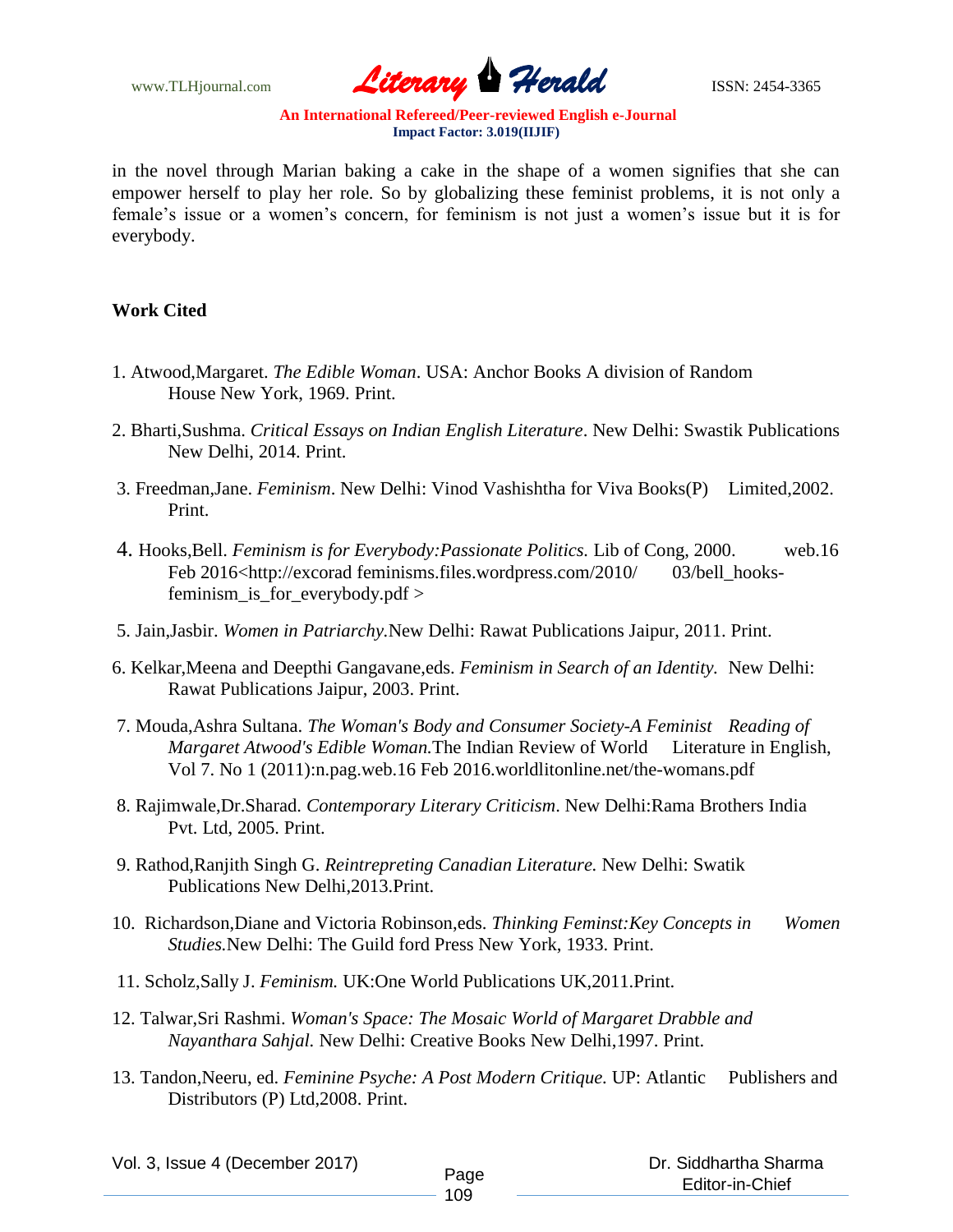in the novel through Marian baking a cake in the shape of a women signifies that she can empower herself to play her role. So by globalizing these feminist problems, it is not only a female's issue or a women's concern, for feminism is not just a women's issue but it is for everybody.

**Work Cited**

1. Atwood,Margaret. *The Edible Woman*. USA: Anchor Books A division of Random House New York, 1969. Print.
2. Bharti,Sushma. *Critical Essays on Indian English Literature*. New Delhi: Swastik Publications New Delhi, 2014. Print.
3. Freedman,Jane. *Feminism*. New Delhi: Vinod Vashishtha for Viva Books(P) Limited,2002. Print.
4. Hooks,Bell. *Feminism is for Everybody:Passionate Politics.* Lib of Cong, 2000. web.16 Feb 2016<http://excorad feminisms.files.wordpress.com/2010/ 03/bell_hooks-feminism_is_for_everybody.pdf >
5. Jain,Jasbir. *Women in Patriarchy.*New Delhi: Rawat Publications Jaipur, 2011. Print.
6. Kelkar,Meena and Deepthi Gangavane,eds. *Feminism in Search of an Identity.* New Delhi: Rawat Publications Jaipur, 2003. Print.
7. Mouda,Ashra Sultana. *The Woman's Body and Consumer Society-A Feminist Reading of Margaret Atwood's Edible Woman.*The Indian Review of World Literature in English, Vol 7. No 1 (2011):n.pag.web.16 Feb 2016.worldlitonline.net/the-womans.pdf
8. Rajimwale,Dr.Sharad. *Contemporary Literary Criticism*. New Delhi:Rama Brothers India Pvt. Ltd, 2005. Print.
9. Rathod,Ranjith Singh G. *Reintrepreting Canadian Literature.* New Delhi: Swatik Publications New Delhi,2013.Print.
10. Richardson,Diane and Victoria Robinson,eds. *Thinking Feminst:Key Concepts in Women Studies.*New Delhi: The Guild ford Press New York, 1933. Print.
11. Scholz,Sally J. *Feminism.* UK:One World Publications UK,2011.Print.
12. Talwar,Sri Rashmi. *Woman's Space: The Mosaic World of Margaret Drabble and Nayanthara Sahjal.* New Delhi: Creative Books New Delhi,1997. Print.
13. Tandon,Neeru, ed. *Feminine Psyche: A Post Modern Critique.* UP: Atlantic Publishers and Distributors (P) Ltd,2008. Print.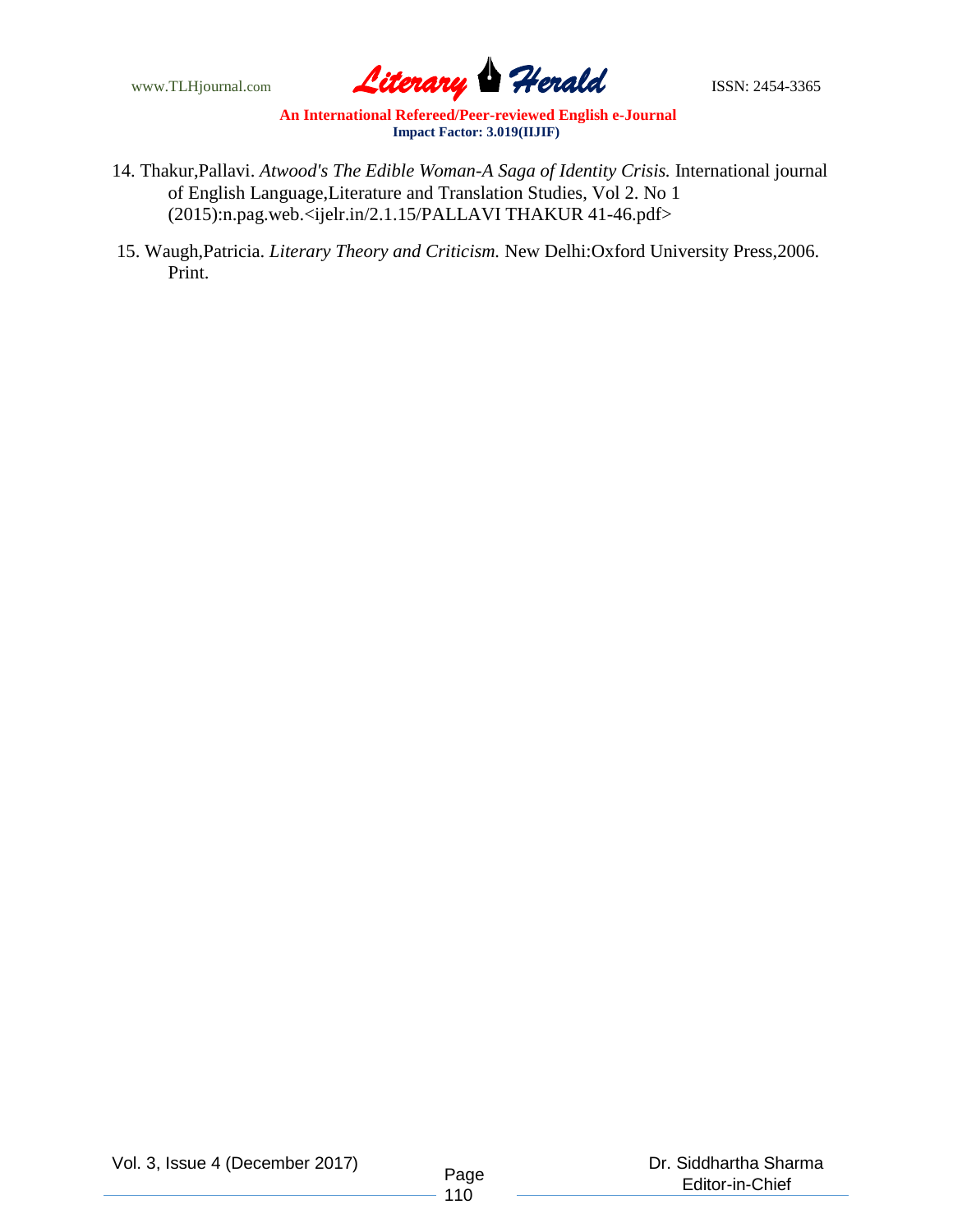14. Thakur,Pallavi. *Atwood's The Edible Woman-A Saga of Identity Crisis.* International journal of English Language,Literature and Translation Studies, Vol 2. No 1 (2015):n.pag.web.<ijelr.in/2.1.15/PALLAVI THAKUR 41-46.pdf>

15. Waugh,Patricia. *Literary Theory and Criticism.* New Delhi:Oxford University Press,2006. Print.